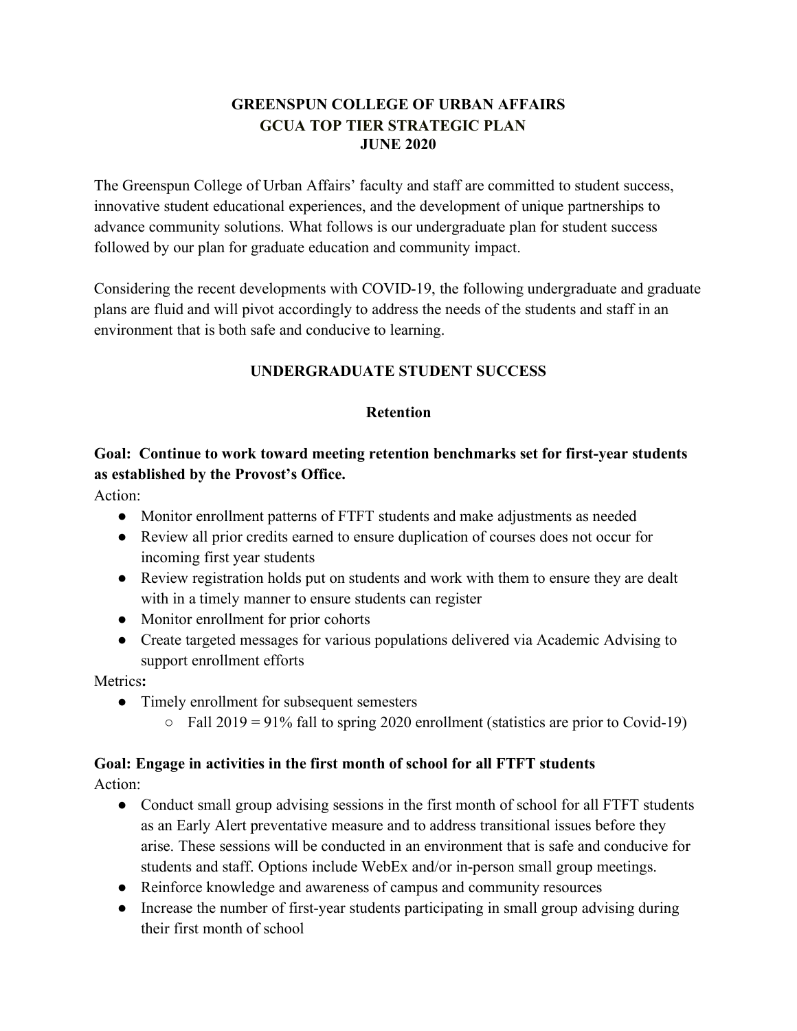# GREENSPUN COLLEGE OF URBAN AFFAIRS
# GCUA TOP TIER STRATEGIC PLAN
# JUNE 2020

The Greenspun College of Urban Affairs' faculty and staff are committed to student success, innovative student educational experiences, and the development of unique partnerships to advance community solutions. What follows is our undergraduate plan for student success followed by our plan for graduate education and community impact.

Considering the recent developments with COVID-19, the following undergraduate and graduate plans are fluid and will pivot accordingly to address the needs of the students and staff in an environment that is both safe and conducive to learning.

## UNDERGRADUATE STUDENT SUCCESS

### Retention

**Goal: Continue to work toward meeting retention benchmarks set for first-year students as established by the Provost's Office.**

Action:

- Monitor enrollment patterns of FTFT students and make adjustments as needed
- Review all prior credits earned to ensure duplication of courses does not occur for incoming first year students
- Review registration holds put on students and work with them to ensure they are dealt with in a timely manner to ensure students can register
- Monitor enrollment for prior cohorts
- Create targeted messages for various populations delivered via Academic Advising to support enrollment efforts

Metrics**:**

- Timely enrollment for subsequent semesters
  - Fall 2019 = 91% fall to spring 2020 enrollment (statistics are prior to Covid-19)

**Goal: Engage in activities in the first month of school for all FTFT students**

Action:

- Conduct small group advising sessions in the first month of school for all FTFT students as an Early Alert preventative measure and to address transitional issues before they arise. These sessions will be conducted in an environment that is safe and conducive for students and staff. Options include WebEx and/or in-person small group meetings.
- Reinforce knowledge and awareness of campus and community resources
- Increase the number of first-year students participating in small group advising during their first month of school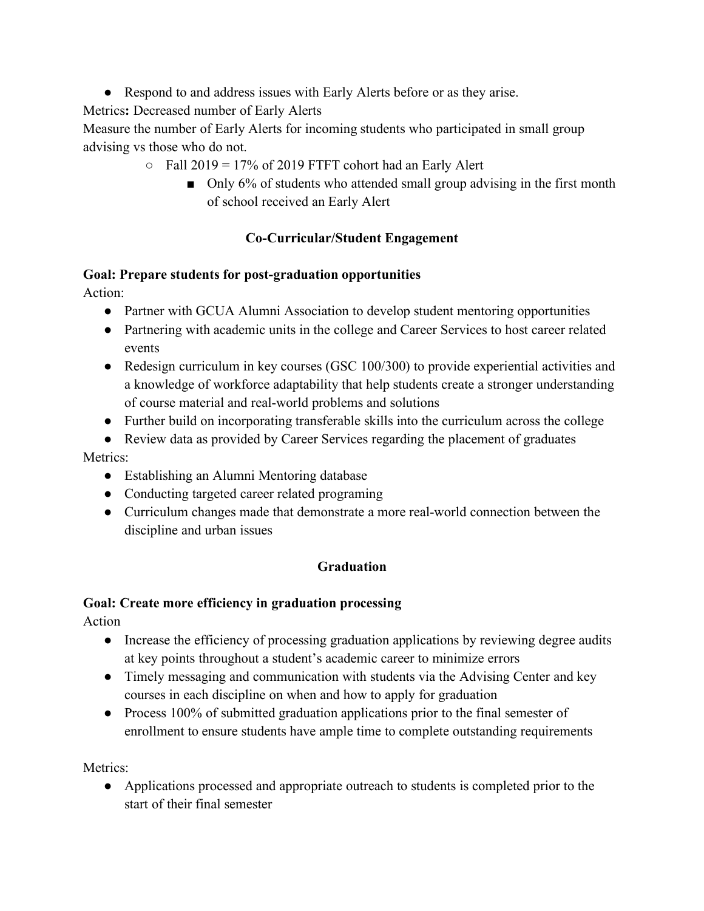- Respond to and address issues with Early Alerts before or as they arise.

Metrics**:** Decreased number of Early Alerts

Measure the number of Early Alerts for incoming students who participated in small group advising vs those who do not.

    - Fall 2019 = 17% of 2019 FTFT cohort had an Early Alert
        - Only 6% of students who attended small group advising in the first month of school received an Early Alert

### Co-Curricular/Student Engagement

**Goal: Prepare students for post-graduation opportunities**

Action:

- Partner with GCUA Alumni Association to develop student mentoring opportunities
- Partnering with academic units in the college and Career Services to host career related events
- Redesign curriculum in key courses (GSC 100/300) to provide experiential activities and a knowledge of workforce adaptability that help students create a stronger understanding of course material and real-world problems and solutions
- Further build on incorporating transferable skills into the curriculum across the college
- Review data as provided by Career Services regarding the placement of graduates

Metrics:

- Establishing an Alumni Mentoring database
- Conducting targeted career related programing
- Curriculum changes made that demonstrate a more real-world connection between the discipline and urban issues

### Graduation

**Goal: Create more efficiency in graduation processing**

Action

- Increase the efficiency of processing graduation applications by reviewing degree audits at key points throughout a student's academic career to minimize errors
- Timely messaging and communication with students via the Advising Center and key courses in each discipline on when and how to apply for graduation
- Process 100% of submitted graduation applications prior to the final semester of enrollment to ensure students have ample time to complete outstanding requirements

Metrics:

- Applications processed and appropriate outreach to students is completed prior to the start of their final semester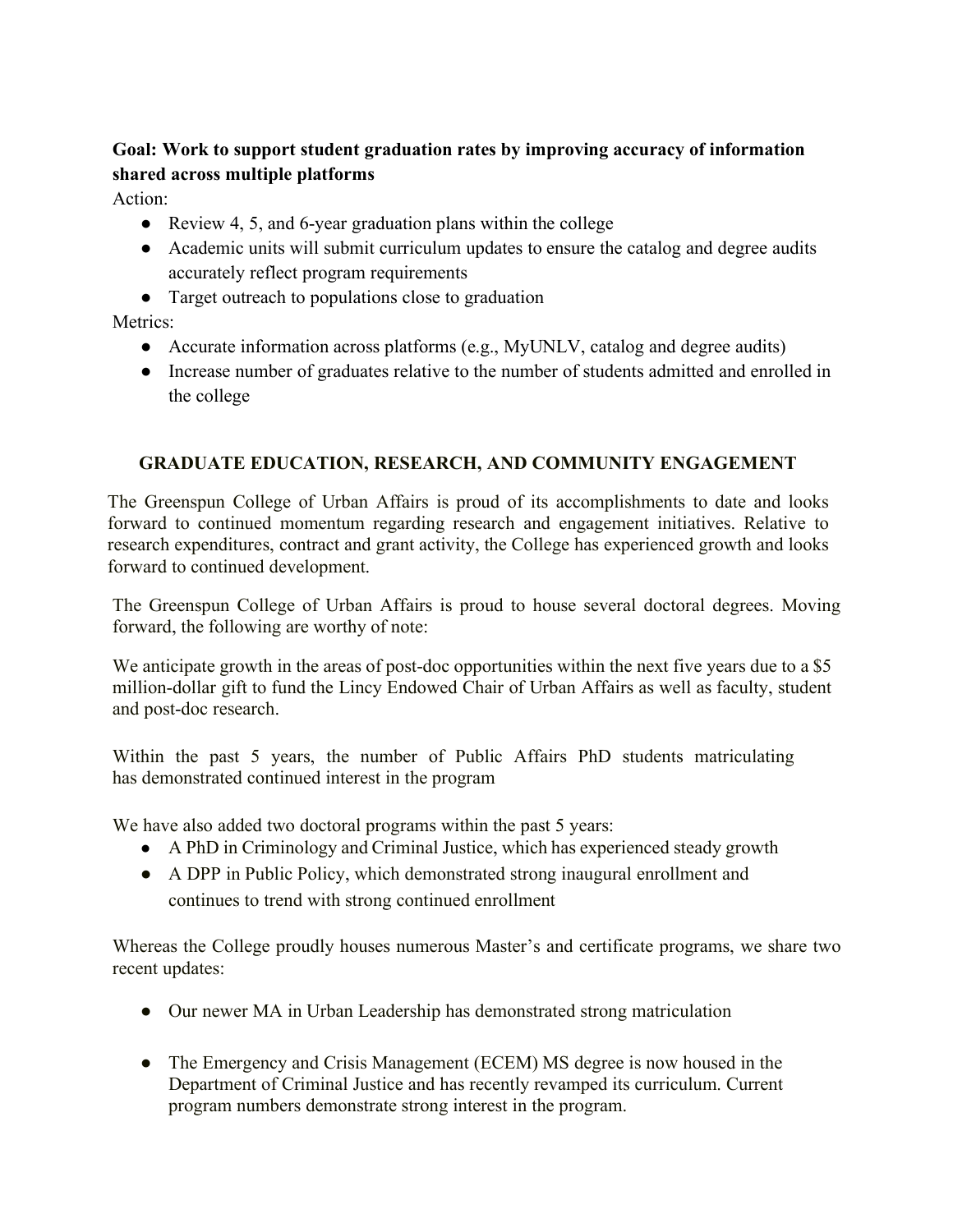**Goal: Work to support student graduation rates by improving accuracy of information shared across multiple platforms**

Action:

- Review 4, 5, and 6-year graduation plans within the college
- Academic units will submit curriculum updates to ensure the catalog and degree audits accurately reflect program requirements
- Target outreach to populations close to graduation

Metrics:

- Accurate information across platforms (e.g., MyUNLV, catalog and degree audits)
- Increase number of graduates relative to the number of students admitted and enrolled in the college

## GRADUATE EDUCATION, RESEARCH, AND COMMUNITY ENGAGEMENT

The Greenspun College of Urban Affairs is proud of its accomplishments to date and looks forward to continued momentum regarding research and engagement initiatives. Relative to research expenditures, contract and grant activity, the College has experienced growth and looks forward to continued development.

The Greenspun College of Urban Affairs is proud to house several doctoral degrees. Moving forward, the following are worthy of note:

We anticipate growth in the areas of post-doc opportunities within the next five years due to a $5 million-dollar gift to fund the Lincy Endowed Chair of Urban Affairs as well as faculty, student and post-doc research.

Within the past 5 years, the number of Public Affairs PhD students matriculating has demonstrated continued interest in the program

We have also added two doctoral programs within the past 5 years:

- A PhD in Criminology and Criminal Justice, which has experienced steady growth
- A DPP in Public Policy, which demonstrated strong inaugural enrollment and continues to trend with strong continued enrollment

Whereas the College proudly houses numerous Master's and certificate programs, we share two recent updates:

- Our newer MA in Urban Leadership has demonstrated strong matriculation
- The Emergency and Crisis Management (ECEM) MS degree is now housed in the Department of Criminal Justice and has recently revamped its curriculum. Current program numbers demonstrate strong interest in the program.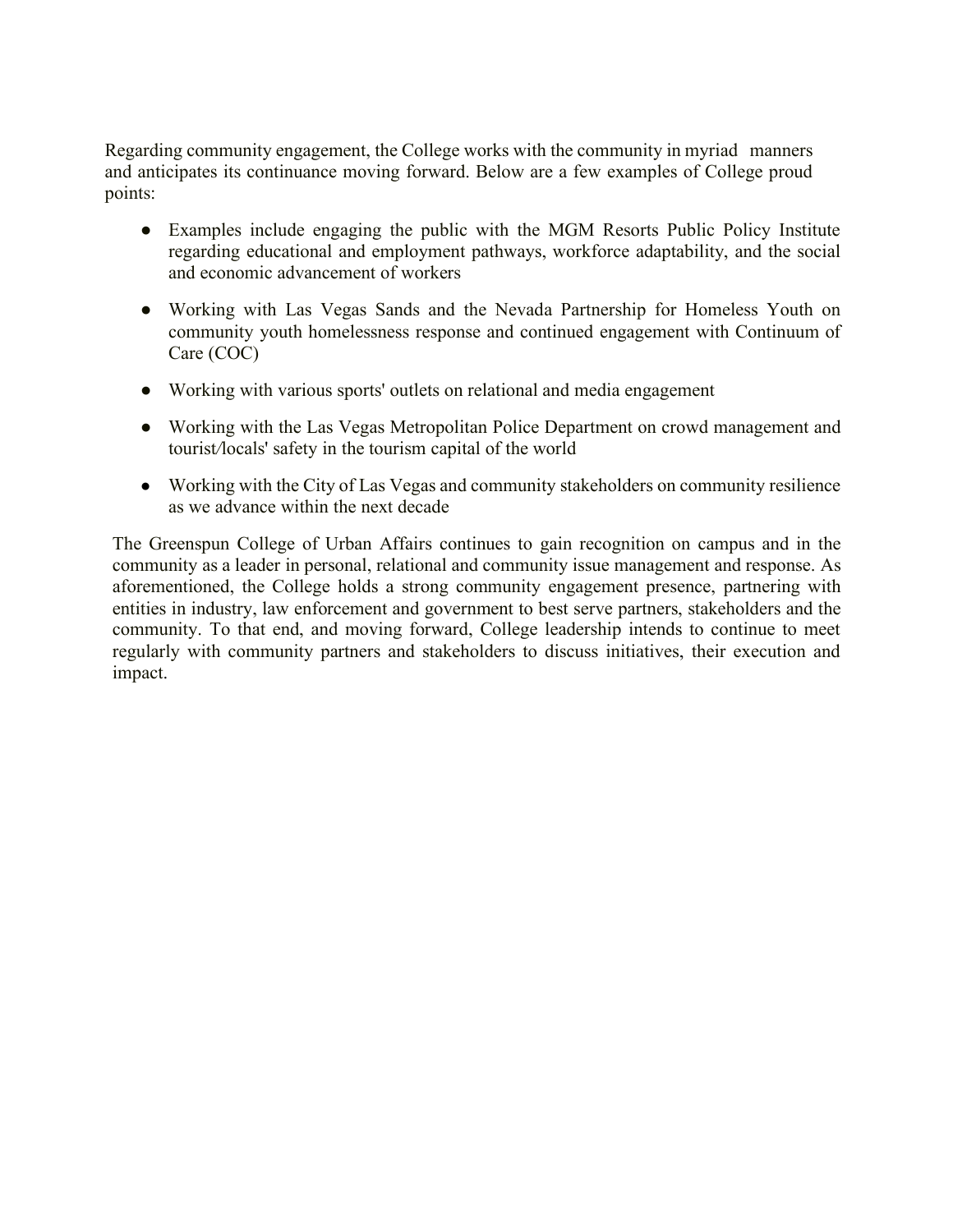Regarding community engagement, the College works with the community in myriad manners and anticipates its continuance moving forward. Below are a few examples of College proud points:

- Examples include engaging the public with the MGM Resorts Public Policy Institute regarding educational and employment pathways, workforce adaptability, and the social and economic advancement of workers
- Working with Las Vegas Sands and the Nevada Partnership for Homeless Youth on community youth homelessness response and continued engagement with Continuum of Care (COC)
- Working with various sports' outlets on relational and media engagement
- Working with the Las Vegas Metropolitan Police Department on crowd management and tourist/locals' safety in the tourism capital of the world
- Working with the City of Las Vegas and community stakeholders on community resilience as we advance within the next decade

The Greenspun College of Urban Affairs continues to gain recognition on campus and in the community as a leader in personal, relational and community issue management and response. As aforementioned, the College holds a strong community engagement presence, partnering with entities in industry, law enforcement and government to best serve partners, stakeholders and the community. To that end, and moving forward, College leadership intends to continue to meet regularly with community partners and stakeholders to discuss initiatives, their execution and impact.